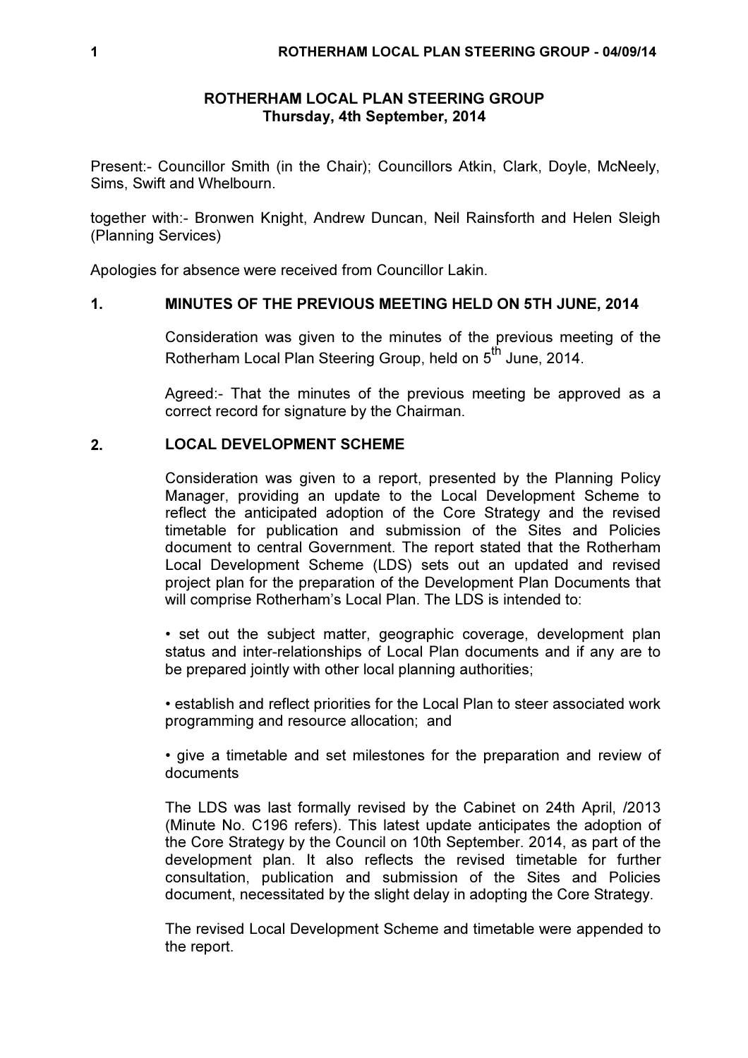# ROTHERHAM LOCAL PLAN STEERING GROUP
## Thursday, 4th September, 2014

Present:- Councillor Smith (in the Chair); Councillors Atkin, Clark, Doyle, McNeely, Sims, Swift and Whelbourn.

together with:- Bronwen Knight, Andrew Duncan, Neil Rainsforth and Helen Sleigh (Planning Services)

Apologies for absence were received from Councillor Lakin.

### 1. MINUTES OF THE PREVIOUS MEETING HELD ON 5TH JUNE, 2014

Consideration was given to the minutes of the previous meeting of the Rotherham Local Plan Steering Group, held on 5th June, 2014.

Agreed:- That the minutes of the previous meeting be approved as a correct record for signature by the Chairman.

### 2. LOCAL DEVELOPMENT SCHEME

Consideration was given to a report, presented by the Planning Policy Manager, providing an update to the Local Development Scheme to reflect the anticipated adoption of the Core Strategy and the revised timetable for publication and submission of the Sites and Policies document to central Government. The report stated that the Rotherham Local Development Scheme (LDS) sets out an updated and revised project plan for the preparation of the Development Plan Documents that will comprise Rotherham's Local Plan. The LDS is intended to:

- set out the subject matter, geographic coverage, development plan status and inter-relationships of Local Plan documents and if any are to be prepared jointly with other local planning authorities;
- establish and reflect priorities for the Local Plan to steer associated work programming and resource allocation; and
- give a timetable and set milestones for the preparation and review of documents

The LDS was last formally revised by the Cabinet on 24th April, /2013 (Minute No. C196 refers). This latest update anticipates the adoption of the Core Strategy by the Council on 10th September. 2014, as part of the development plan. It also reflects the revised timetable for further consultation, publication and submission of the Sites and Policies document, necessitated by the slight delay in adopting the Core Strategy.

The revised Local Development Scheme and timetable were appended to the report.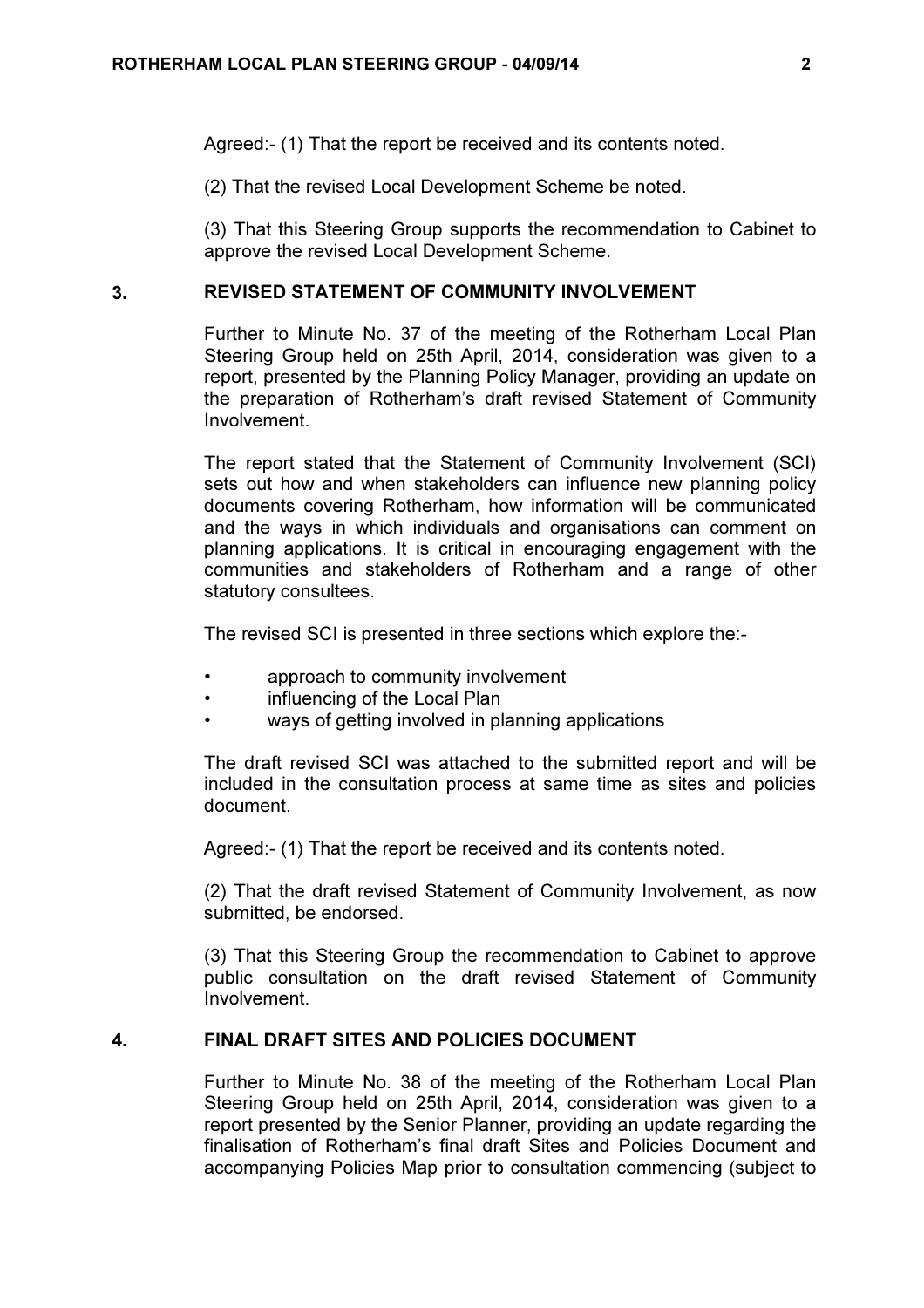Agreed:- (1) That the report be received and its contents noted.

(2) That the revised Local Development Scheme be noted.

(3) That this Steering Group supports the recommendation to Cabinet to approve the revised Local Development Scheme.

## 3. REVISED STATEMENT OF COMMUNITY INVOLVEMENT

Further to Minute No. 37 of the meeting of the Rotherham Local Plan Steering Group held on 25th April, 2014, consideration was given to a report, presented by the Planning Policy Manager, providing an update on the preparation of Rotherham's draft revised Statement of Community Involvement.

The report stated that the Statement of Community Involvement (SCI) sets out how and when stakeholders can influence new planning policy documents covering Rotherham, how information will be communicated and the ways in which individuals and organisations can comment on planning applications. It is critical in encouraging engagement with the communities and stakeholders of Rotherham and a range of other statutory consultees.

The revised SCI is presented in three sections which explore the:-

- approach to community involvement
- influencing of the Local Plan
- ways of getting involved in planning applications

The draft revised SCI was attached to the submitted report and will be included in the consultation process at same time as sites and policies document.

Agreed:- (1) That the report be received and its contents noted.

(2) That the draft revised Statement of Community Involvement, as now submitted, be endorsed.

(3) That this Steering Group the recommendation to Cabinet to approve public consultation on the draft revised Statement of Community Involvement.

## 4. FINAL DRAFT SITES AND POLICIES DOCUMENT

Further to Minute No. 38 of the meeting of the Rotherham Local Plan Steering Group held on 25th April, 2014, consideration was given to a report presented by the Senior Planner, providing an update regarding the finalisation of Rotherham's final draft Sites and Policies Document and accompanying Policies Map prior to consultation commencing (subject to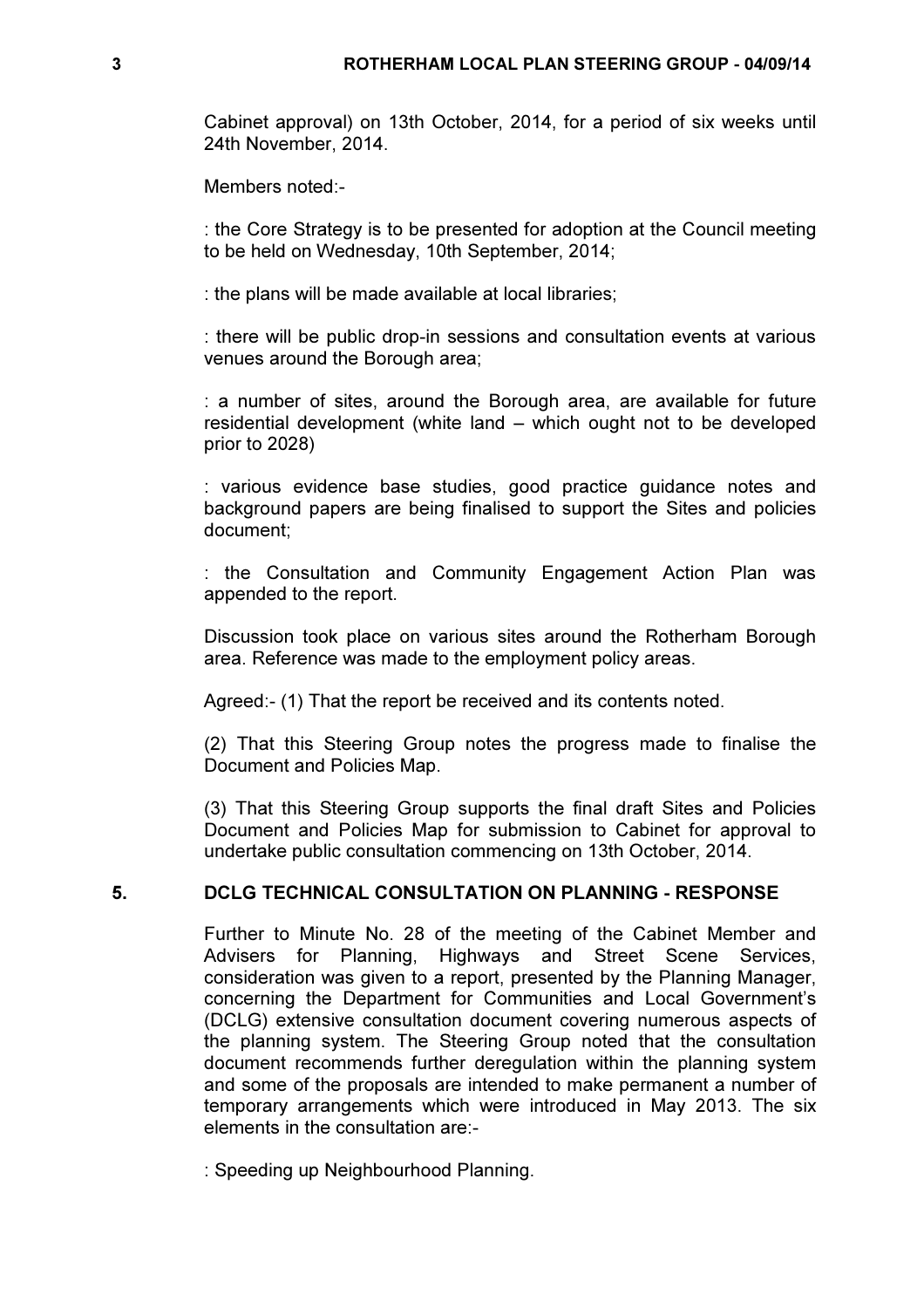Cabinet approval) on 13th October, 2014, for a period of six weeks until 24th November, 2014.

Members noted:-

: the Core Strategy is to be presented for adoption at the Council meeting to be held on Wednesday, 10th September, 2014;

: the plans will be made available at local libraries;

: there will be public drop-in sessions and consultation events at various venues around the Borough area;

: a number of sites, around the Borough area, are available for future residential development (white land – which ought not to be developed prior to 2028)

: various evidence base studies, good practice guidance notes and background papers are being finalised to support the Sites and policies document;

: the Consultation and Community Engagement Action Plan was appended to the report.

Discussion took place on various sites around the Rotherham Borough area. Reference was made to the employment policy areas.

Agreed:- (1) That the report be received and its contents noted.

(2) That this Steering Group notes the progress made to finalise the Document and Policies Map.

(3) That this Steering Group supports the final draft Sites and Policies Document and Policies Map for submission to Cabinet for approval to undertake public consultation commencing on 13th October, 2014.

## 5. DCLG TECHNICAL CONSULTATION ON PLANNING - RESPONSE

Further to Minute No. 28 of the meeting of the Cabinet Member and Advisers for Planning, Highways and Street Scene Services, consideration was given to a report, presented by the Planning Manager, concerning the Department for Communities and Local Government's (DCLG) extensive consultation document covering numerous aspects of the planning system. The Steering Group noted that the consultation document recommends further deregulation within the planning system and some of the proposals are intended to make permanent a number of temporary arrangements which were introduced in May 2013. The six elements in the consultation are:-

: Speeding up Neighbourhood Planning.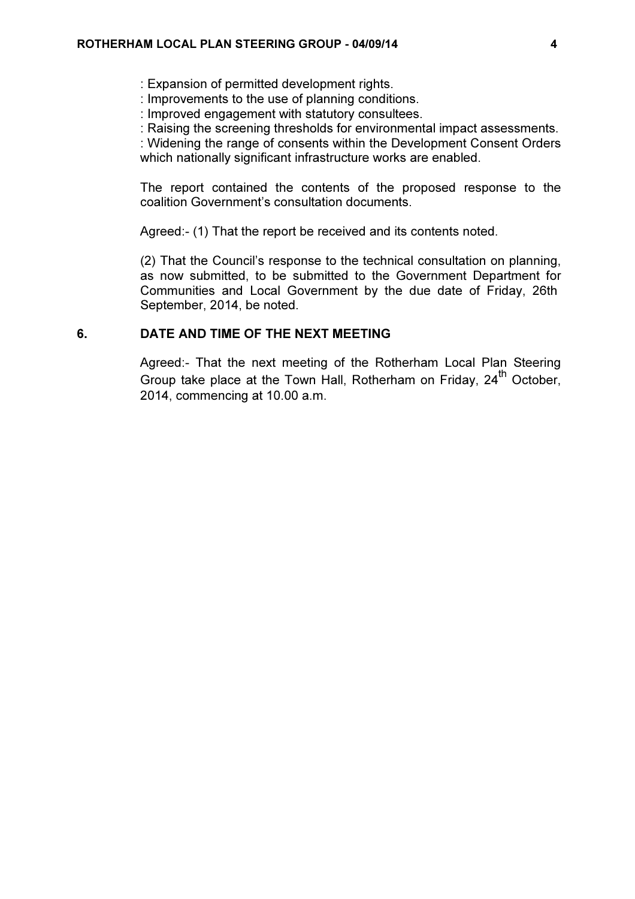: Expansion of permitted development rights.
: Improvements to the use of planning conditions.
: Improved engagement with statutory consultees.
: Raising the screening thresholds for environmental impact assessments.
: Widening the range of consents within the Development Consent Orders which nationally significant infrastructure works are enabled.

The report contained the contents of the proposed response to the coalition Government's consultation documents.

Agreed:- (1) That the report be received and its contents noted.

(2) That the Council's response to the technical consultation on planning, as now submitted, to be submitted to the Government Department for Communities and Local Government by the due date of Friday, 26th September, 2014, be noted.

## 6. DATE AND TIME OF THE NEXT MEETING

Agreed:- That the next meeting of the Rotherham Local Plan Steering Group take place at the Town Hall, Rotherham on Friday, 24th October, 2014, commencing at 10.00 a.m.